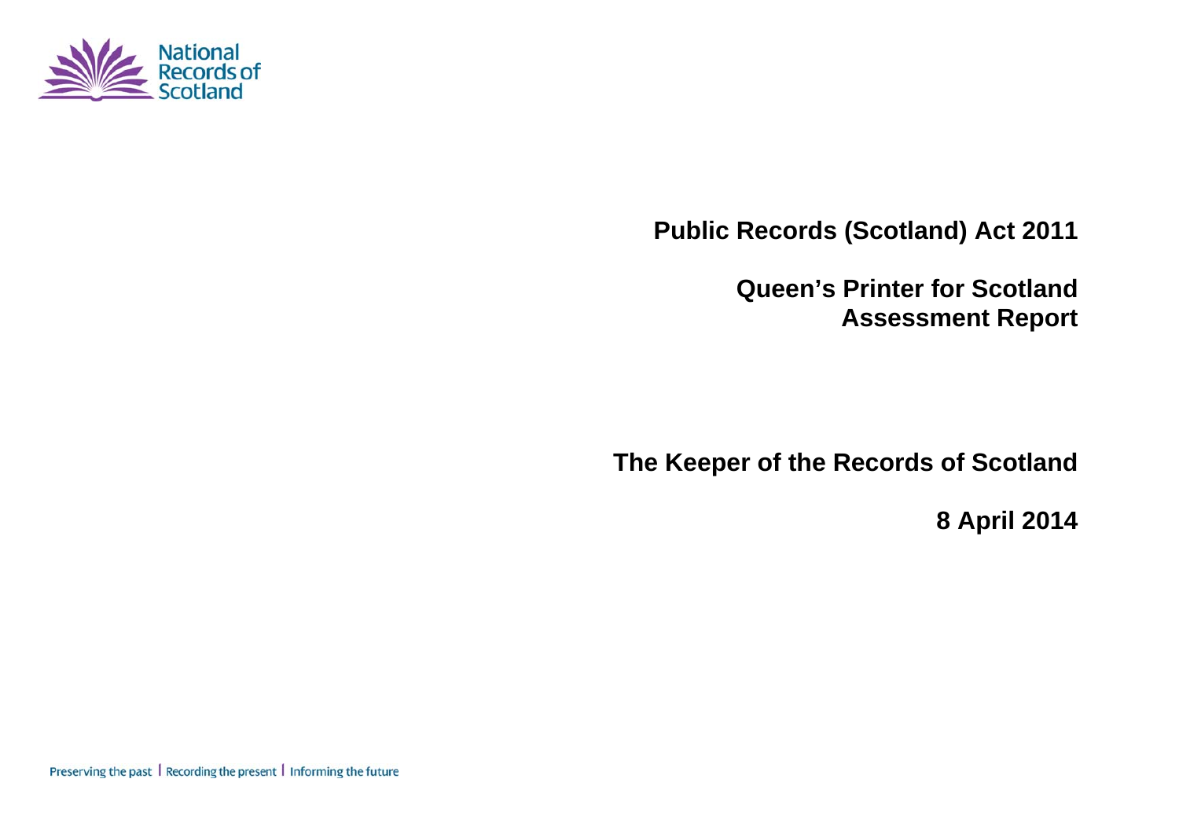National Records of Scotland

# Public Records (Scotland) Act 2011

# Queen's Printer for Scotland Assessment Report

## The Keeper of the Records of Scotland

## 8 April 2014

Preserving the past | Recording the present | Informing the future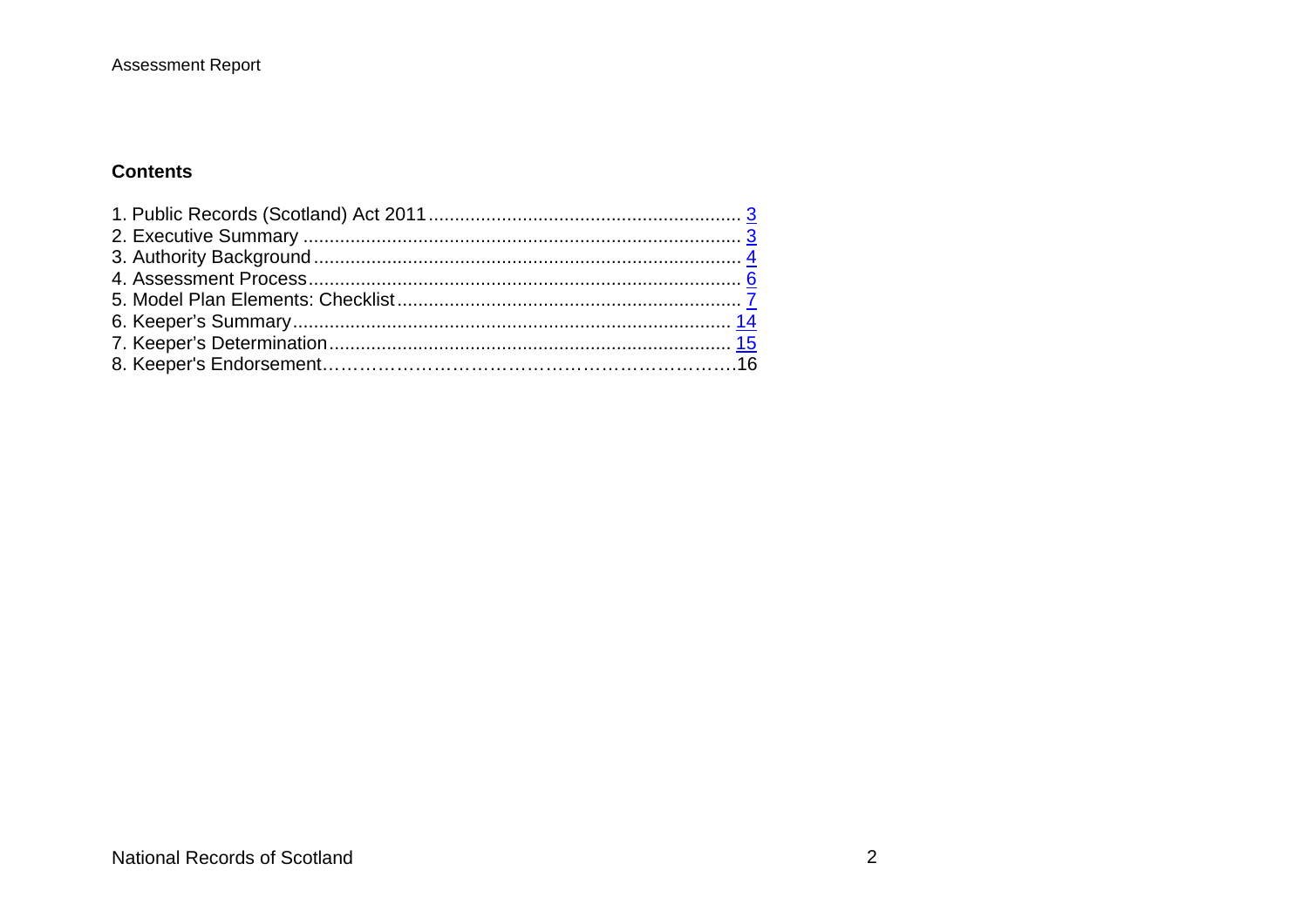## Contents

1. Public Records (Scotland) Act 2011 .......................................................... 3
2. Executive Summary .................................................................................. 3
3. Authority Background ............................................................................... 4
4. Assessment Process ................................................................................. 6
5. Model Plan Elements: Checklist ................................................................ 7
6. Keeper's Summary .................................................................................. 14
7. Keeper's Determination ........................................................................... 15
8. Keeper's Endorsement……………………………………………………….16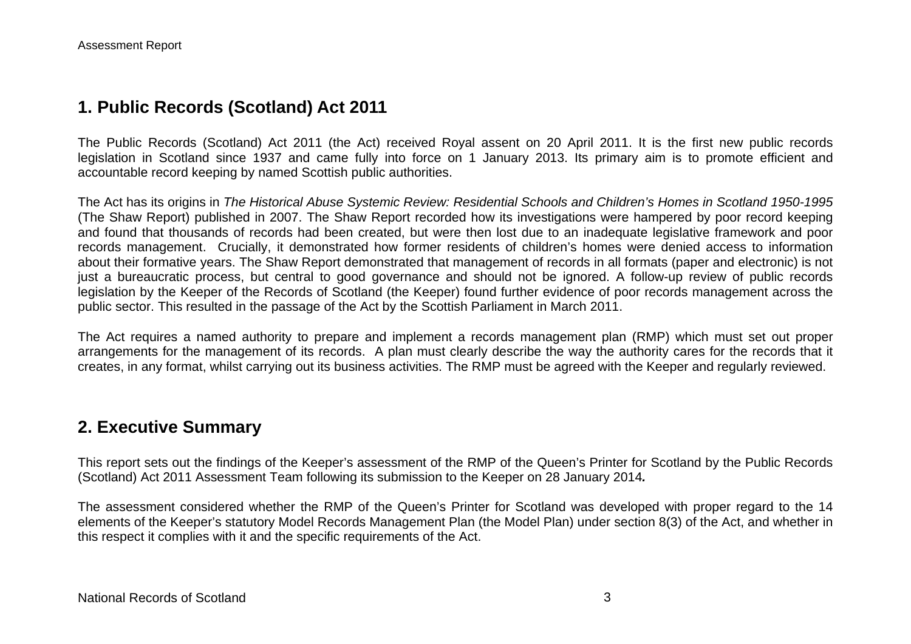## 1. Public Records (Scotland) Act 2011

The Public Records (Scotland) Act 2011 (the Act) received Royal assent on 20 April 2011. It is the first new public records legislation in Scotland since 1937 and came fully into force on 1 January 2013. Its primary aim is to promote efficient and accountable record keeping by named Scottish public authorities.

The Act has its origins in *The Historical Abuse Systemic Review: Residential Schools and Children's Homes in Scotland 1950-1995* (The Shaw Report) published in 2007. The Shaw Report recorded how its investigations were hampered by poor record keeping and found that thousands of records had been created, but were then lost due to an inadequate legislative framework and poor records management. Crucially, it demonstrated how former residents of children's homes were denied access to information about their formative years. The Shaw Report demonstrated that management of records in all formats (paper and electronic) is not just a bureaucratic process, but central to good governance and should not be ignored. A follow-up review of public records legislation by the Keeper of the Records of Scotland (the Keeper) found further evidence of poor records management across the public sector. This resulted in the passage of the Act by the Scottish Parliament in March 2011.

The Act requires a named authority to prepare and implement a records management plan (RMP) which must set out proper arrangements for the management of its records. A plan must clearly describe the way the authority cares for the records that it creates, in any format, whilst carrying out its business activities. The RMP must be agreed with the Keeper and regularly reviewed.

## 2. Executive Summary

This report sets out the findings of the Keeper's assessment of the RMP of the Queen's Printer for Scotland by the Public Records (Scotland) Act 2011 Assessment Team following its submission to the Keeper on 28 January 2014**.**

The assessment considered whether the RMP of the Queen's Printer for Scotland was developed with proper regard to the 14 elements of the Keeper's statutory Model Records Management Plan (the Model Plan) under section 8(3) of the Act, and whether in this respect it complies with it and the specific requirements of the Act.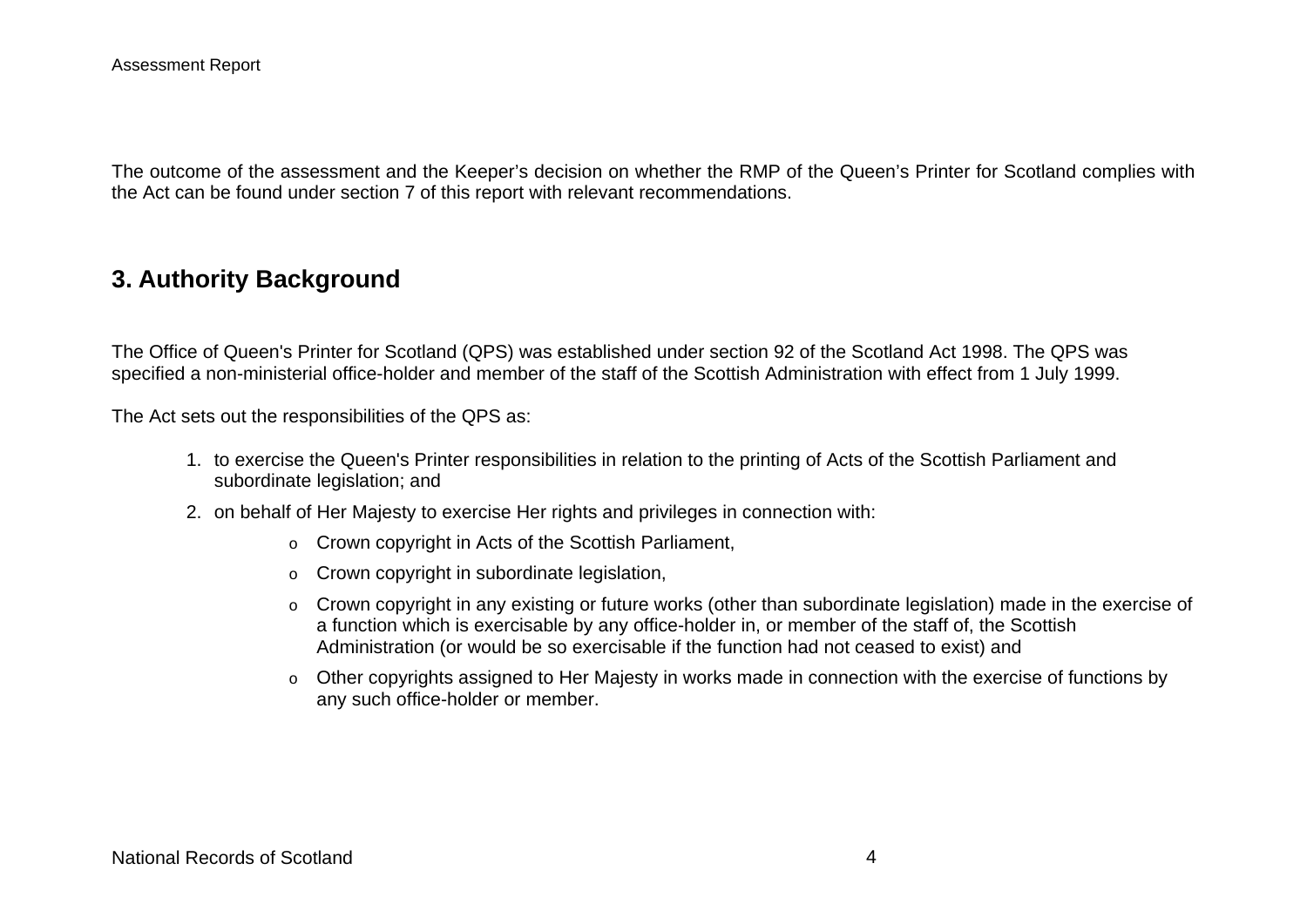The outcome of the assessment and the Keeper's decision on whether the RMP of the Queen's Printer for Scotland complies with the Act can be found under section 7 of this report with relevant recommendations.

## 3. Authority Background

The Office of Queen's Printer for Scotland (QPS) was established under section 92 of the Scotland Act 1998. The QPS was specified a non-ministerial office-holder and member of the staff of the Scottish Administration with effect from 1 July 1999.

The Act sets out the responsibilities of the QPS as:

1. to exercise the Queen's Printer responsibilities in relation to the printing of Acts of the Scottish Parliament and subordinate legislation; and
2. on behalf of Her Majesty to exercise Her rights and privileges in connection with:
   - Crown copyright in Acts of the Scottish Parliament,
   - Crown copyright in subordinate legislation,
   - Crown copyright in any existing or future works (other than subordinate legislation) made in the exercise of a function which is exercisable by any office-holder in, or member of the staff of, the Scottish Administration (or would be so exercisable if the function had not ceased to exist) and
   - Other copyrights assigned to Her Majesty in works made in connection with the exercise of functions by any such office-holder or member.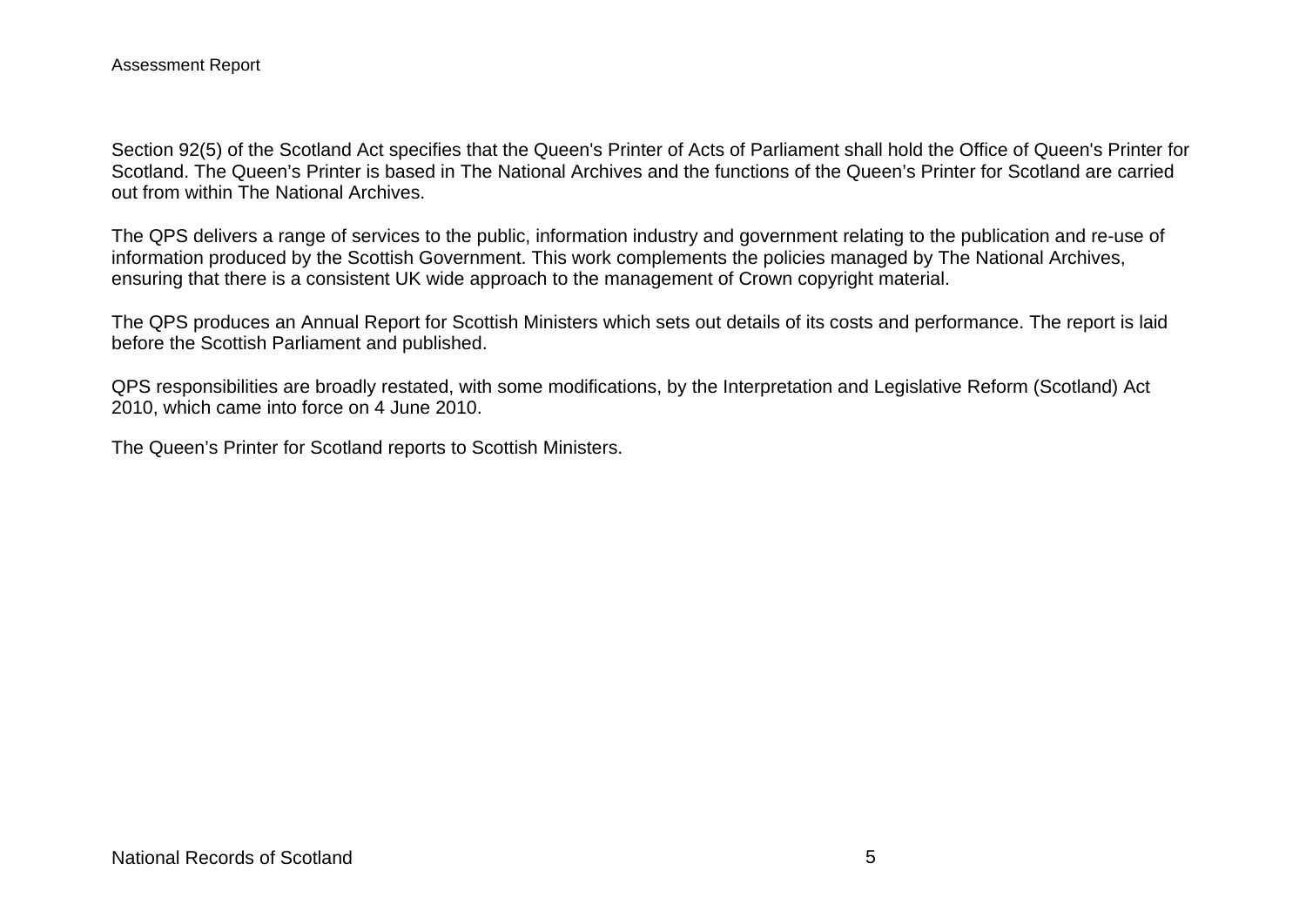Section 92(5) of the Scotland Act specifies that the Queen's Printer of Acts of Parliament shall hold the Office of Queen's Printer for Scotland. The Queen’s Printer is based in The National Archives and the functions of the Queen’s Printer for Scotland are carried out from within The National Archives.

The QPS delivers a range of services to the public, information industry and government relating to the publication and re-use of information produced by the Scottish Government. This work complements the policies managed by The National Archives, ensuring that there is a consistent UK wide approach to the management of Crown copyright material.

The QPS produces an Annual Report for Scottish Ministers which sets out details of its costs and performance. The report is laid before the Scottish Parliament and published.

QPS responsibilities are broadly restated, with some modifications, by the Interpretation and Legislative Reform (Scotland) Act 2010, which came into force on 4 June 2010.

The Queen’s Printer for Scotland reports to Scottish Ministers.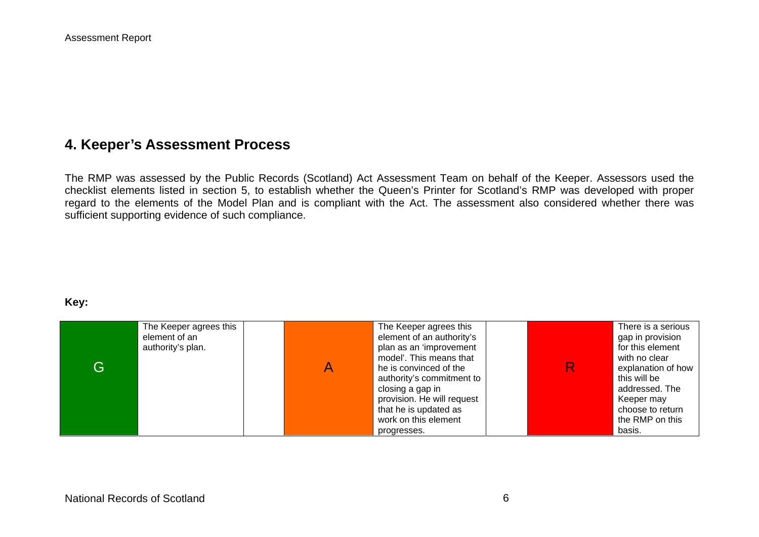## 4. Keeper's Assessment Process

The RMP was assessed by the Public Records (Scotland) Act Assessment Team on behalf of the Keeper. Assessors used the checklist elements listed in section 5, to establish whether the Queen's Printer for Scotland's RMP was developed with proper regard to the elements of the Model Plan and is compliant with the Act. The assessment also considered whether there was sufficient supporting evidence of such compliance.

**Key:**

| | | | | | | |
|---|---|---|---|---|---|---|
| G | The Keeper agrees this element of an authority's plan. | | A | The Keeper agrees this element of an authority's plan as an 'improvement model'. This means that he is convinced of the authority's commitment to closing a gap in provision. He will request that he is updated as work on this element progresses. | | R | There is a serious gap in provision for this element with no clear explanation of how this will be addressed. The Keeper may choose to return the RMP on this basis. |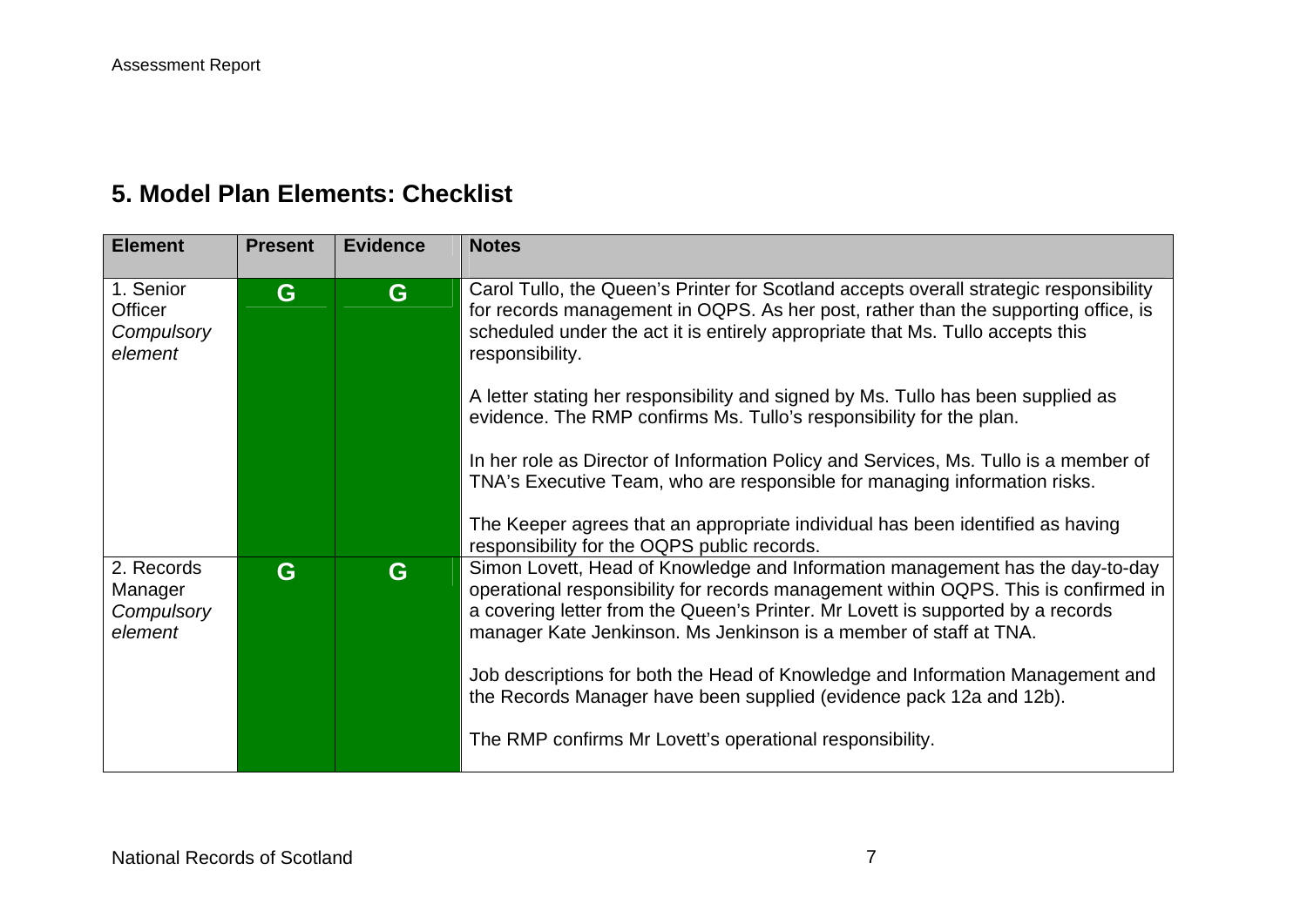## 5. Model Plan Elements: Checklist

| Element | Present | Evidence | Notes |
|---|---|---|---|
| 1. Senior Officer *Compulsory element* | G | G | Carol Tullo, the Queen's Printer for Scotland accepts overall strategic responsibility for records management in OQPS. As her post, rather than the supporting office, is scheduled under the act it is entirely appropriate that Ms. Tullo accepts this responsibility.<br><br>A letter stating her responsibility and signed by Ms. Tullo has been supplied as evidence. The RMP confirms Ms. Tullo's responsibility for the plan.<br><br>In her role as Director of Information Policy and Services, Ms. Tullo is a member of TNA's Executive Team, who are responsible for managing information risks.<br><br>The Keeper agrees that an appropriate individual has been identified as having responsibility for the OQPS public records. |
| 2. Records Manager *Compulsory element* | G | G | Simon Lovett, Head of Knowledge and Information management has the day-to-day operational responsibility for records management within OQPS. This is confirmed in a covering letter from the Queen's Printer. Mr Lovett is supported by a records manager Kate Jenkinson. Ms Jenkinson is a member of staff at TNA.<br><br>Job descriptions for both the Head of Knowledge and Information Management and the Records Manager have been supplied (evidence pack 12a and 12b).<br><br>The RMP confirms Mr Lovett's operational responsibility. |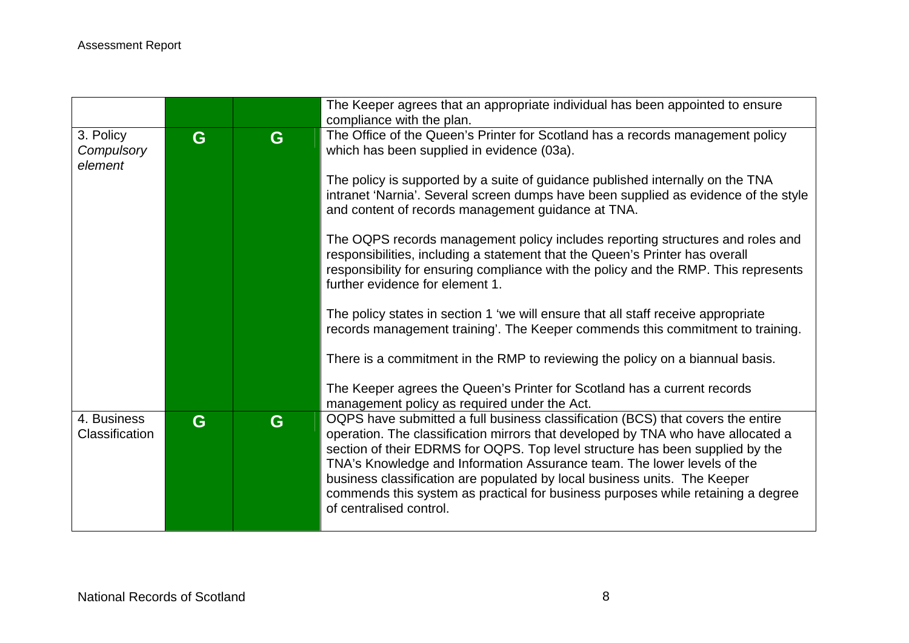| | | | |
|---|---|---|---|
| | | | The Keeper agrees that an appropriate individual has been appointed to ensure compliance with the plan. |
| 3. Policy *Compulsory element* | G | G | The Office of the Queen's Printer for Scotland has a records management policy which has been supplied in evidence (03a).<br><br>The policy is supported by a suite of guidance published internally on the TNA intranet 'Narnia'. Several screen dumps have been supplied as evidence of the style and content of records management guidance at TNA.<br><br>The OQPS records management policy includes reporting structures and roles and responsibilities, including a statement that the Queen's Printer has overall responsibility for ensuring compliance with the policy and the RMP. This represents further evidence for element 1.<br><br>The policy states in section 1 'we will ensure that all staff receive appropriate records management training'. The Keeper commends this commitment to training.<br><br>There is a commitment in the RMP to reviewing the policy on a biannual basis.<br><br>The Keeper agrees the Queen's Printer for Scotland has a current records management policy as required under the Act. |
| 4. Business Classification | G | G | OQPS have submitted a full business classification (BCS) that covers the entire operation. The classification mirrors that developed by TNA who have allocated a section of their EDRMS for OQPS. Top level structure has been supplied by the TNA's Knowledge and Information Assurance team. The lower levels of the business classification are populated by local business units. The Keeper commends this system as practical for business purposes while retaining a degree of centralised control. |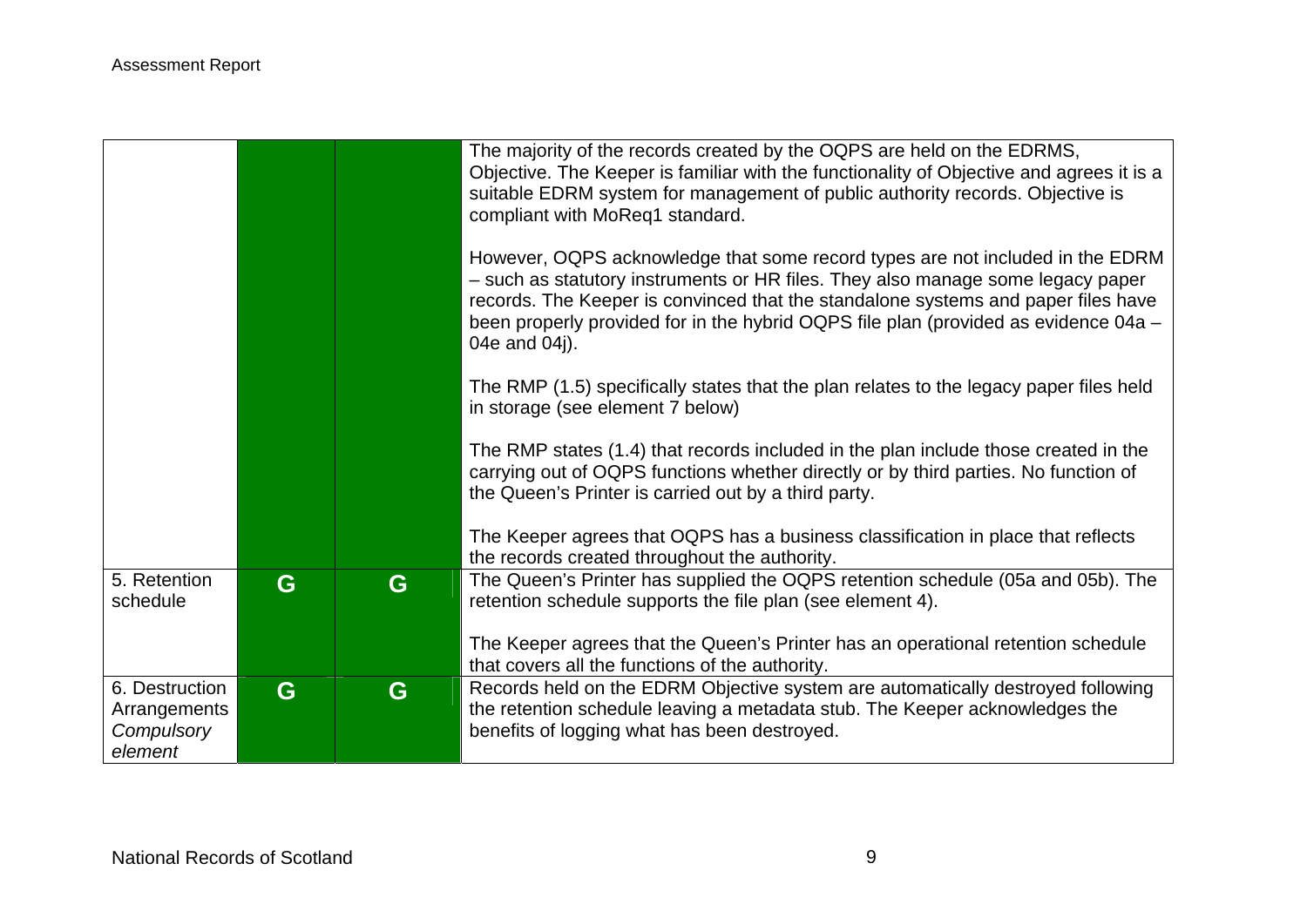| | | | |
|---|---|---|---|
| | | | The majority of the records created by the OQPS are held on the EDRMS, Objective. The Keeper is familiar with the functionality of Objective and agrees it is a suitable EDRM system for management of public authority records. Objective is compliant with MoReq1 standard.<br><br>However, OQPS acknowledge that some record types are not included in the EDRM – such as statutory instruments or HR files. They also manage some legacy paper records. The Keeper is convinced that the standalone systems and paper files have been properly provided for in the hybrid OQPS file plan (provided as evidence 04a – 04e and 04j).<br><br>The RMP (1.5) specifically states that the plan relates to the legacy paper files held in storage (see element 7 below)<br><br>The RMP states (1.4) that records included in the plan include those created in the carrying out of OQPS functions whether directly or by third parties. No function of the Queen's Printer is carried out by a third party.<br><br>The Keeper agrees that OQPS has a business classification in place that reflects the records created throughout the authority. |
| 5. Retention schedule | G | G | The Queen's Printer has supplied the OQPS retention schedule (05a and 05b). The retention schedule supports the file plan (see element 4).<br><br>The Keeper agrees that the Queen's Printer has an operational retention schedule that covers all the functions of the authority. |
| 6. Destruction Arrangements *Compulsory element* | G | G | Records held on the EDRM Objective system are automatically destroyed following the retention schedule leaving a metadata stub. The Keeper acknowledges the benefits of logging what has been destroyed. |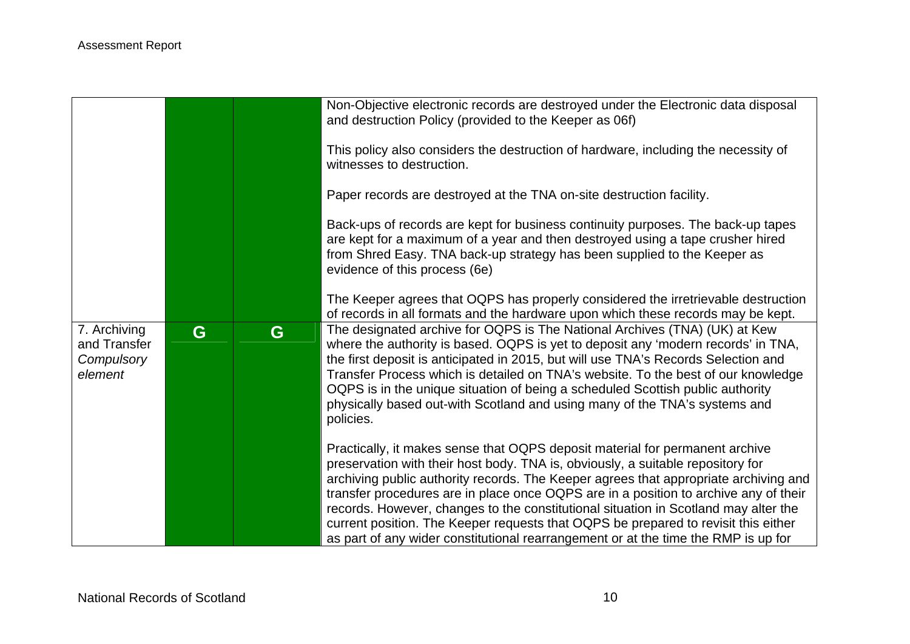| | | | |
|---|---|---|---|
| | | | Non-Objective electronic records are destroyed under the Electronic data disposal and destruction Policy (provided to the Keeper as 06f)<br><br>This policy also considers the destruction of hardware, including the necessity of witnesses to destruction.<br><br>Paper records are destroyed at the TNA on-site destruction facility.<br><br>Back-ups of records are kept for business continuity purposes. The back-up tapes are kept for a maximum of a year and then destroyed using a tape crusher hired from Shred Easy. TNA back-up strategy has been supplied to the Keeper as evidence of this process (6e)<br><br>The Keeper agrees that OQPS has properly considered the irretrievable destruction of records in all formats and the hardware upon which these records may be kept. |
| 7. Archiving and Transfer *Compulsory element* | G | G | The designated archive for OQPS is The National Archives (TNA) (UK) at Kew where the authority is based. OQPS is yet to deposit any 'modern records' in TNA, the first deposit is anticipated in 2015, but will use TNA's Records Selection and Transfer Process which is detailed on TNA's website. To the best of our knowledge OQPS is in the unique situation of being a scheduled Scottish public authority physically based out-with Scotland and using many of the TNA's systems and policies.<br><br>Practically, it makes sense that OQPS deposit material for permanent archive preservation with their host body. TNA is, obviously, a suitable repository for archiving public authority records. The Keeper agrees that appropriate archiving and transfer procedures are in place once OQPS are in a position to archive any of their records. However, changes to the constitutional situation in Scotland may alter the current position. The Keeper requests that OQPS be prepared to revisit this either as part of any wider constitutional rearrangement or at the time the RMP is up for |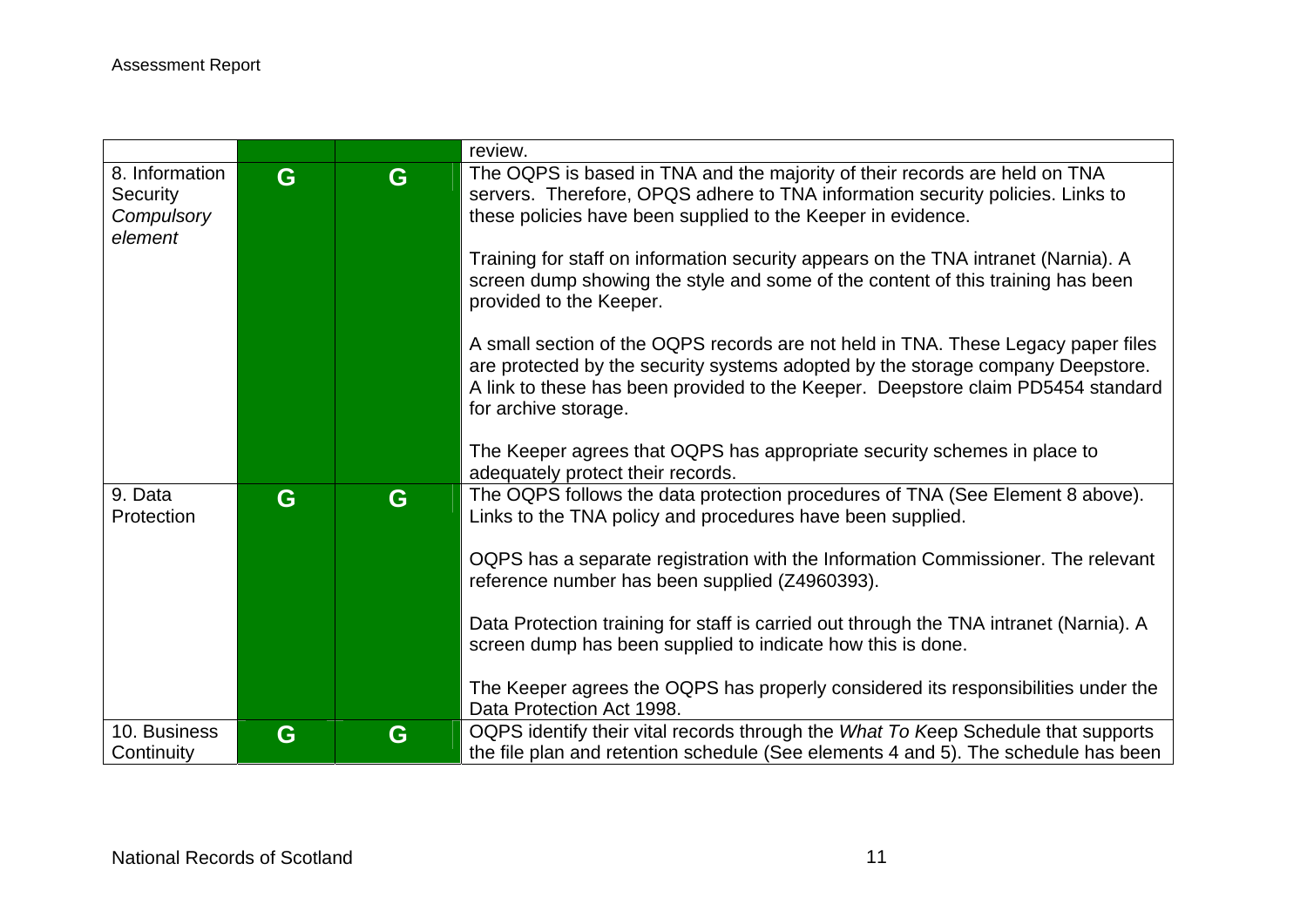| | | | |
|---|---|---|---|
| | | | review. |
| 8. Information Security *Compulsory element* | G | G | The OQPS is based in TNA and the majority of their records are held on TNA servers. Therefore, OPQS adhere to TNA information security policies. Links to these policies have been supplied to the Keeper in evidence.<br><br>Training for staff on information security appears on the TNA intranet (Narnia). A screen dump showing the style and some of the content of this training has been provided to the Keeper.<br><br>A small section of the OQPS records are not held in TNA. These Legacy paper files are protected by the security systems adopted by the storage company Deepstore. A link to these has been provided to the Keeper. Deepstore claim PD5454 standard for archive storage.<br><br>The Keeper agrees that OQPS has appropriate security schemes in place to adequately protect their records. |
| 9. Data Protection | G | G | The OQPS follows the data protection procedures of TNA (See Element 8 above). Links to the TNA policy and procedures have been supplied.<br><br>OQPS has a separate registration with the Information Commissioner. The relevant reference number has been supplied (Z4960393).<br><br>Data Protection training for staff is carried out through the TNA intranet (Narnia). A screen dump has been supplied to indicate how this is done.<br><br>The Keeper agrees the OQPS has properly considered its responsibilities under the Data Protection Act 1998. |
| 10. Business Continuity | G | G | OQPS identify their vital records through the *What To K*eep Schedule that supports the file plan and retention schedule (See elements 4 and 5). The schedule has been |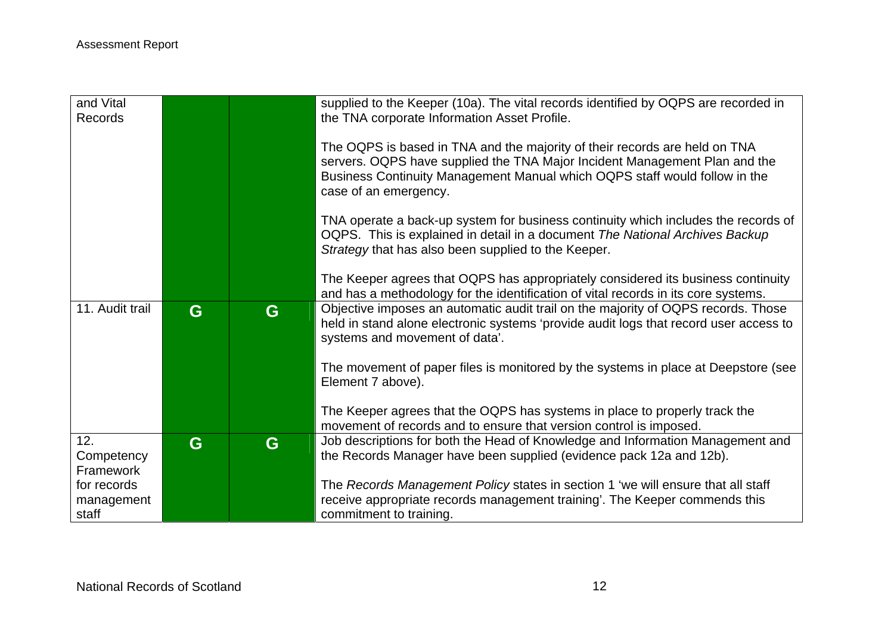| | | | |
|---|---|---|---|
| and Vital Records | | | supplied to the Keeper (10a). The vital records identified by OQPS are recorded in the TNA corporate Information Asset Profile.<br><br>The OQPS is based in TNA and the majority of their records are held on TNA servers. OQPS have supplied the TNA Major Incident Management Plan and the Business Continuity Management Manual which OQPS staff would follow in the case of an emergency.<br><br>TNA operate a back-up system for business continuity which includes the records of OQPS. This is explained in detail in a document *The National Archives Backup Strategy* that has also been supplied to the Keeper.<br><br>The Keeper agrees that OQPS has appropriately considered its business continuity and has a methodology for the identification of vital records in its core systems. |
| 11. Audit trail | G | G | Objective imposes an automatic audit trail on the majority of OQPS records. Those held in stand alone electronic systems 'provide audit logs that record user access to systems and movement of data'.<br><br>The movement of paper files is monitored by the systems in place at Deepstore (see Element 7 above).<br><br>The Keeper agrees that the OQPS has systems in place to properly track the movement of records and to ensure that version control is imposed. |
| 12. Competency Framework for records management staff | G | G | Job descriptions for both the Head of Knowledge and Information Management and the Records Manager have been supplied (evidence pack 12a and 12b).<br><br>The *Records Management Policy* states in section 1 'we will ensure that all staff receive appropriate records management training'. The Keeper commends this commitment to training. |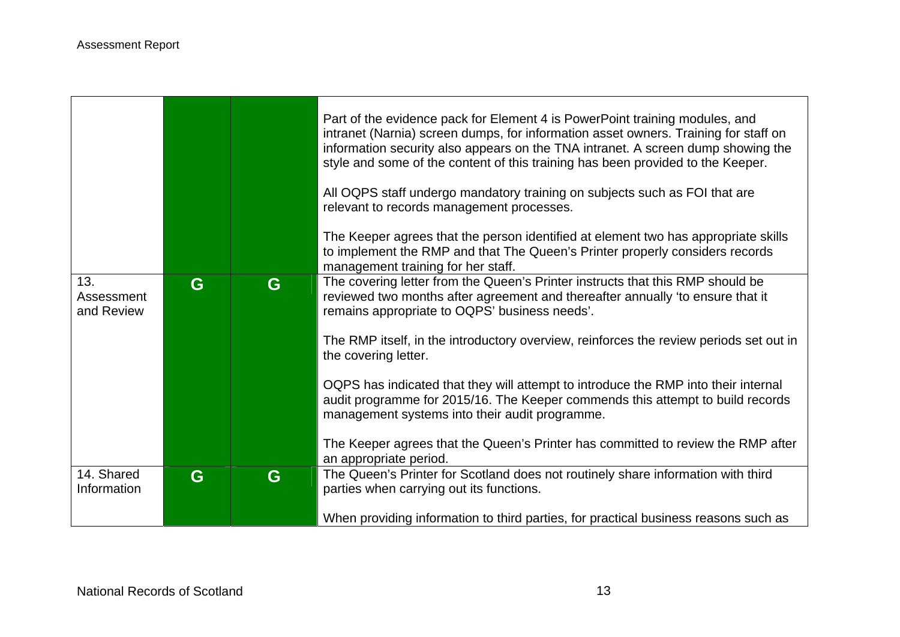| | | | |
|---|---|---|---|
| | | | Part of the evidence pack for Element 4 is PowerPoint training modules, and intranet (Narnia) screen dumps, for information asset owners. Training for staff on information security also appears on the TNA intranet. A screen dump showing the style and some of the content of this training has been provided to the Keeper.<br><br>All OQPS staff undergo mandatory training on subjects such as FOI that are relevant to records management processes.<br><br>The Keeper agrees that the person identified at element two has appropriate skills to implement the RMP and that The Queen's Printer properly considers records management training for her staff. |
| 13. Assessment and Review | G | G | The covering letter from the Queen's Printer instructs that this RMP should be reviewed two months after agreement and thereafter annually 'to ensure that it remains appropriate to OQPS' business needs'.<br><br>The RMP itself, in the introductory overview, reinforces the review periods set out in the covering letter.<br><br>OQPS has indicated that they will attempt to introduce the RMP into their internal audit programme for 2015/16. The Keeper commends this attempt to build records management systems into their audit programme.<br><br>The Keeper agrees that the Queen's Printer has committed to review the RMP after an appropriate period. |
| 14. Shared Information | G | G | The Queen's Printer for Scotland does not routinely share information with third parties when carrying out its functions.<br><br>When providing information to third parties, for practical business reasons such as |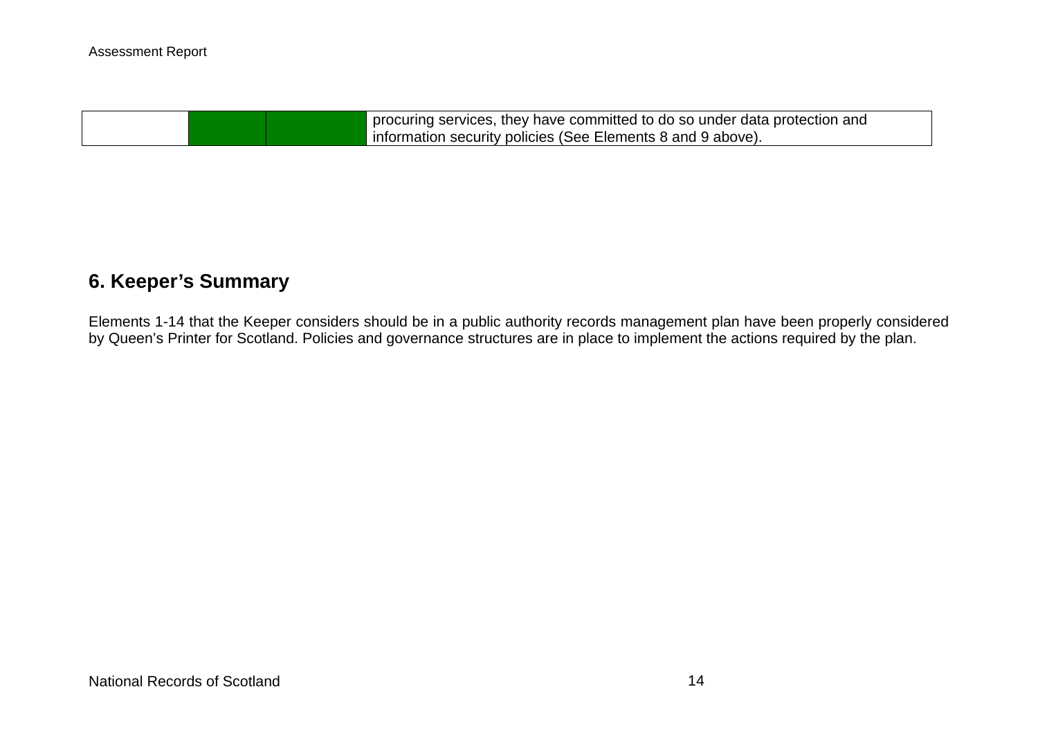| | | | |
|---|---|---|---|
| | | | procuring services, they have committed to do so under data protection and information security policies (See Elements 8 and 9 above). |

## 6. Keeper's Summary

Elements 1-14 that the Keeper considers should be in a public authority records management plan have been properly considered by Queen's Printer for Scotland. Policies and governance structures are in place to implement the actions required by the plan.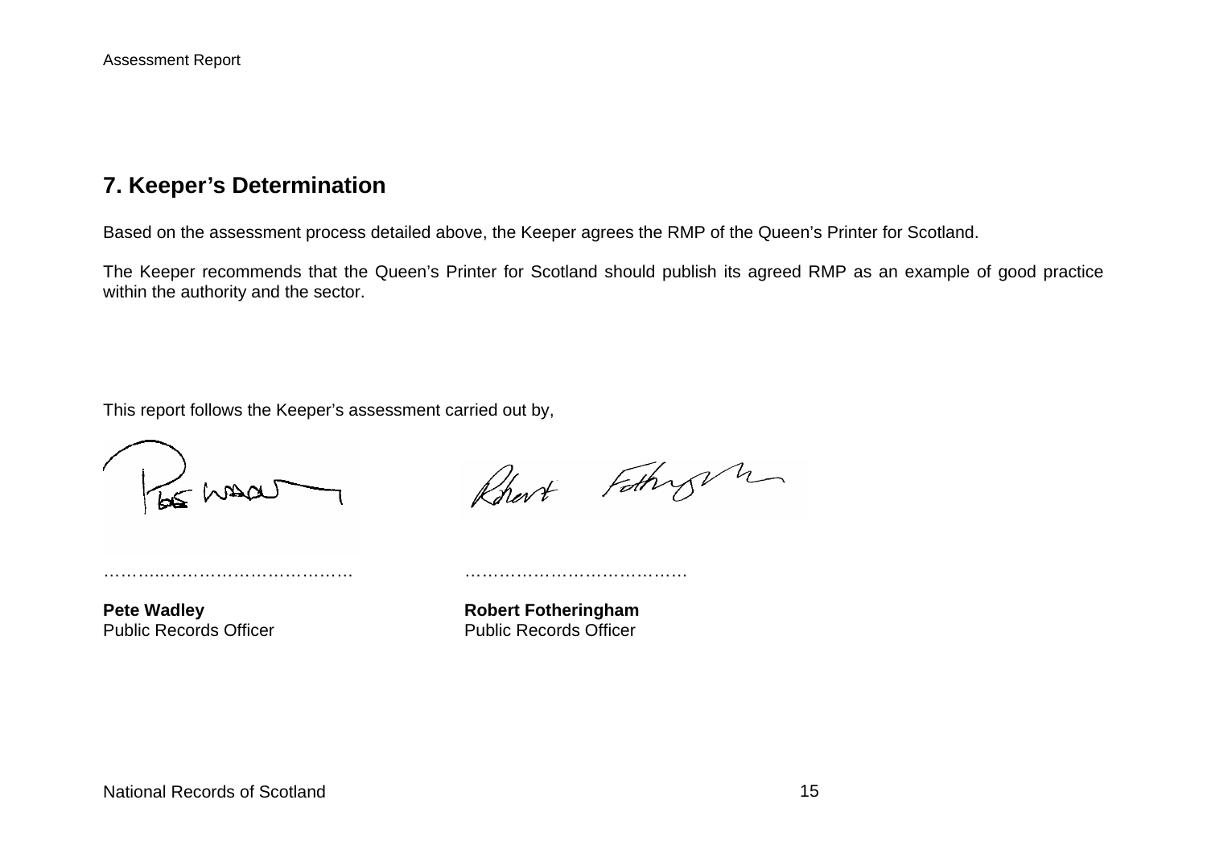## 7. Keeper's Determination

Based on the assessment process detailed above, the Keeper agrees the RMP of the Queen's Printer for Scotland.

The Keeper recommends that the Queen's Printer for Scotland should publish its agreed RMP as an example of good practice within the authority and the sector.

This report follows the Keeper's assessment carried out by,

| …………………………………… | …………………………………… |
|---|---|
| **Pete Wadley** | **Robert Fotheringham** |
| Public Records Officer | Public Records Officer |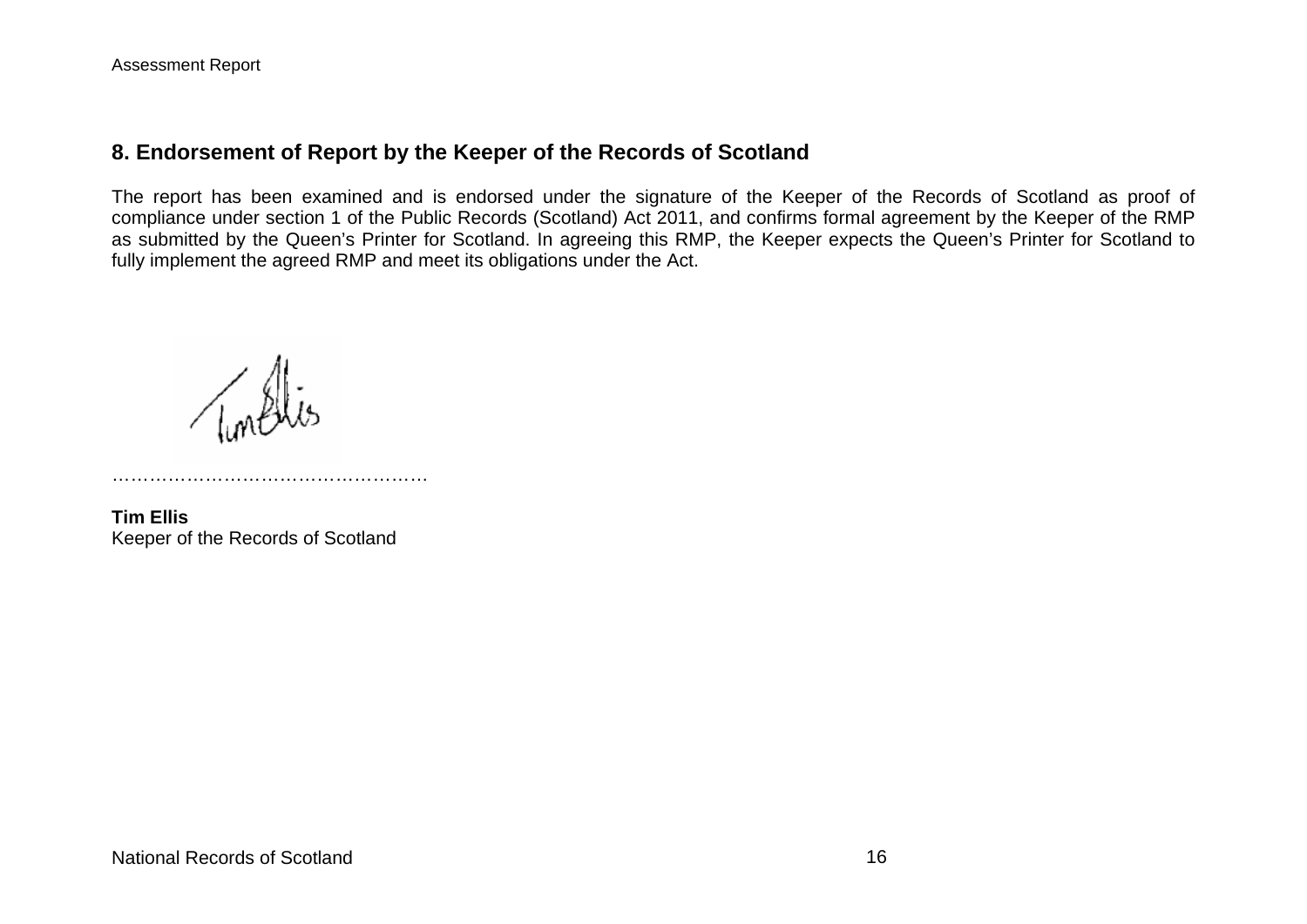## 8. Endorsement of Report by the Keeper of the Records of Scotland

The report has been examined and is endorsed under the signature of the Keeper of the Records of Scotland as proof of compliance under section 1 of the Public Records (Scotland) Act 2011, and confirms formal agreement by the Keeper of the RMP as submitted by the Queen's Printer for Scotland. In agreeing this RMP, the Keeper expects the Queen's Printer for Scotland to fully implement the agreed RMP and meet its obligations under the Act.

……………………………………………

**Tim Ellis**
Keeper of the Records of Scotland